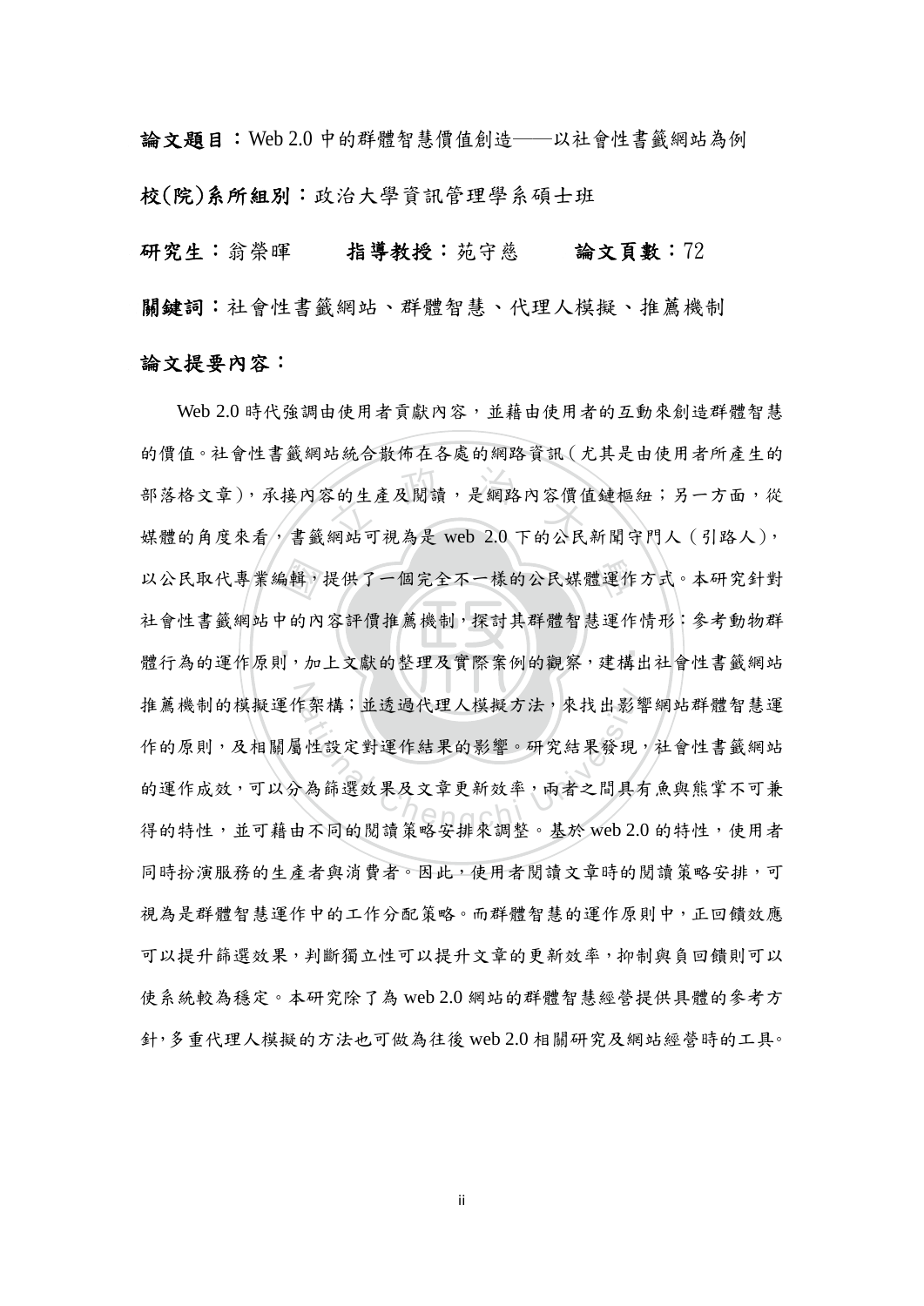**論文題目**：Web 2.0 中的群體智慧價值創造——以社會性書籤網站為例

**校(院)系所組別**：政治大學資訊管理學系碩士班

**研究生**：翁榮暉　　**指導教授**：苑守慈　　**論文頁數**：72

**關鍵詞**：社會性書籤網站、群體智慧、代理人模擬、推薦機制

**論文提要內容**：

Web 2.0 時代強調由使用者貢獻內容，並藉由使用者的互動來創造群體智慧的價值。社會性書籤網站統合散佈在各處的網路資訊（尤其是由使用者所產生的部落格文章），承接內容的生產及閱讀，是網路內容價值鏈樞紐；另一方面，從媒體的角度來看，書籤網站可視為是 web 2.0 下的公民新聞守門人（引路人），以公民取代專業編輯，提供了一個完全不一樣的公民媒體運作方式。本研究針對社會性書籤網站中的內容評價推薦機制，探討其群體智慧運作情形；參考動物群體行為的運作原則，加上文獻的整理及實際案例的觀察，建構出社會性書籤網站推薦機制的模擬運作架構；並透過代理人模擬方法，來找出影響網站群體智慧運作的原則，及相關屬性設定對運作結果的影響。研究結果發現，社會性書籤網站的運作成效，可以分為篩選效果及文章更新效率，兩者之間具有魚與熊掌不可兼得的特性，並可藉由不同的閱讀策略安排來調整。基於 web 2.0 的特性，使用者同時扮演服務的生產者與消費者。因此，使用者閱讀文章時的閱讀策略安排，可視為是群體智慧運作中的工作分配策略。而群體智慧的運作原則中，正回饋效應可以提升篩選效果，判斷獨立性可以提升文章的更新效率，抑制與負回饋則可以使系統較為穩定。本研究除了為 web 2.0 網站的群體智慧經營提供具體的參考方針，多重代理人模擬的方法也可做為往後 web 2.0 相關研究及網站經營時的工具。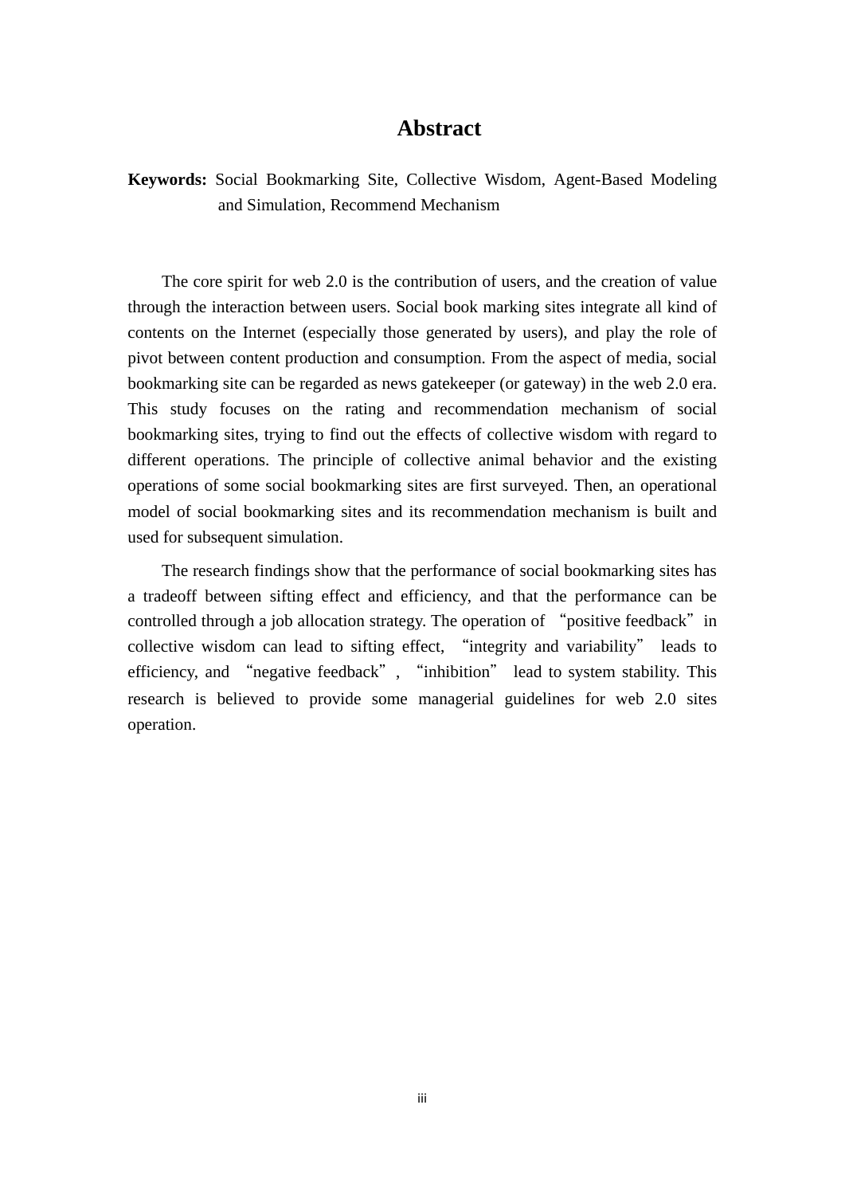# Abstract

**Keywords:** Social Bookmarking Site, Collective Wisdom, Agent-Based Modeling and Simulation, Recommend Mechanism

The core spirit for web 2.0 is the contribution of users, and the creation of value through the interaction between users. Social book marking sites integrate all kind of contents on the Internet (especially those generated by users), and play the role of pivot between content production and consumption. From the aspect of media, social bookmarking site can be regarded as news gatekeeper (or gateway) in the web 2.0 era. This study focuses on the rating and recommendation mechanism of social bookmarking sites, trying to find out the effects of collective wisdom with regard to different operations. The principle of collective animal behavior and the existing operations of some social bookmarking sites are first surveyed. Then, an operational model of social bookmarking sites and its recommendation mechanism is built and used for subsequent simulation.

The research findings show that the performance of social bookmarking sites has a tradeoff between sifting effect and efficiency, and that the performance can be controlled through a job allocation strategy. The operation of "positive feedback" in collective wisdom can lead to sifting effect, "integrity and variability" leads to efficiency, and "negative feedback", "inhibition" lead to system stability. This research is believed to provide some managerial guidelines for web 2.0 sites operation.